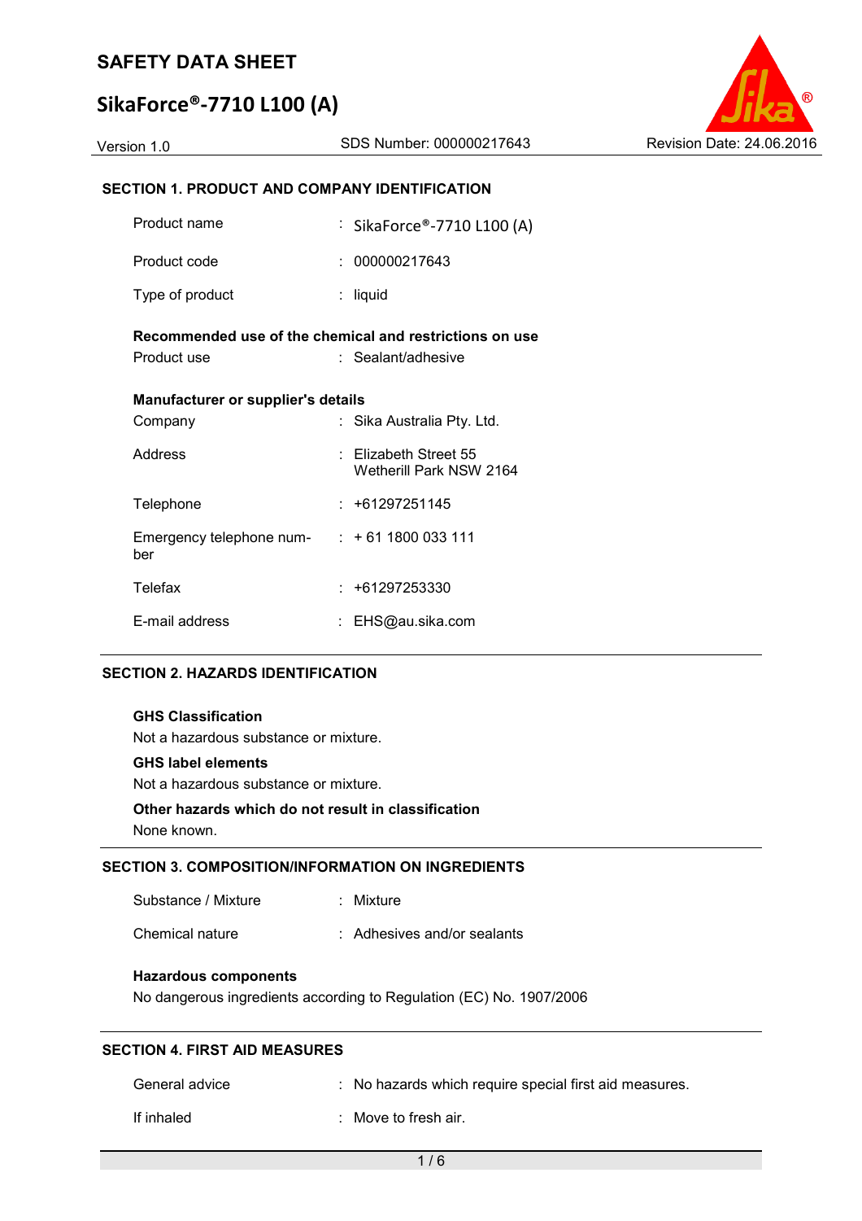# SAFETY DATA SHEET

# SikaForce®-7710 L100 (A)

Version 1.0    SDS Number: 000000217643    Revision Date: 24.06.2016

## SECTION 1. PRODUCT AND COMPANY IDENTIFICATION

| | | |
|---|---|---|
| Product name | : | SikaForce®-7710 L100 (A) |
| Product code | : | 000000217643 |
| Type of product | : | liquid |

**Recommended use of the chemical and restrictions on use**

| | | |
|---|---|---|
| Product use | : | Sealant/adhesive |

**Manufacturer or supplier's details**

| | | |
|---|---|---|
| Company | : | Sika Australia Pty. Ltd. |
| Address | : | Elizabeth Street 55<br>Wetherill Park NSW 2164 |
| Telephone | : | +61297251145 |
| Emergency telephone number | : | + 61 1800 033 111 |
| Telefax | : | +61297253330 |
| E-mail address | : | EHS@au.sika.com |

## SECTION 2. HAZARDS IDENTIFICATION

**GHS Classification**

Not a hazardous substance or mixture.

**GHS label elements**

Not a hazardous substance or mixture.

**Other hazards which do not result in classification**

None known.

## SECTION 3. COMPOSITION/INFORMATION ON INGREDIENTS

| | | |
|---|---|---|
| Substance / Mixture | : | Mixture |
| Chemical nature | : | Adhesives and/or sealants |

**Hazardous components**

No dangerous ingredients according to Regulation (EC) No. 1907/2006

## SECTION 4. FIRST AID MEASURES

| | | |
|---|---|---|
| General advice | : | No hazards which require special first aid measures. |
| If inhaled | : | Move to fresh air. |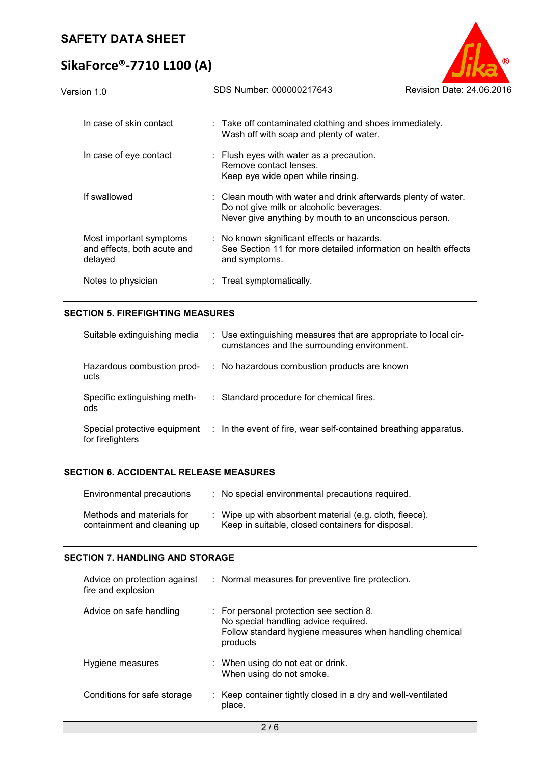| | |
|---|---|
| In case of skin contact | : Take off contaminated clothing and shoes immediately. Wash off with soap and plenty of water. |
| In case of eye contact | : Flush eyes with water as a precaution. Remove contact lenses. Keep eye wide open while rinsing. |
| If swallowed | : Clean mouth with water and drink afterwards plenty of water. Do not give milk or alcoholic beverages. Never give anything by mouth to an unconscious person. |
| Most important symptoms and effects, both acute and delayed | : No known significant effects or hazards. See Section 11 for more detailed information on health effects and symptoms. |
| Notes to physician | : Treat symptomatically. |

## SECTION 5. FIREFIGHTING MEASURES

| | |
|---|---|
| Suitable extinguishing media | : Use extinguishing measures that are appropriate to local circumstances and the surrounding environment. |
| Hazardous combustion products | : No hazardous combustion products are known |
| Specific extinguishing methods | : Standard procedure for chemical fires. |
| Special protective equipment for firefighters | : In the event of fire, wear self-contained breathing apparatus. |

## SECTION 6. ACCIDENTAL RELEASE MEASURES

| | |
|---|---|
| Environmental precautions | : No special environmental precautions required. |
| Methods and materials for containment and cleaning up | : Wipe up with absorbent material (e.g. cloth, fleece). Keep in suitable, closed containers for disposal. |

## SECTION 7. HANDLING AND STORAGE

| | |
|---|---|
| Advice on protection against fire and explosion | : Normal measures for preventive fire protection. |
| Advice on safe handling | : For personal protection see section 8. No special handling advice required. Follow standard hygiene measures when handling chemical products |
| Hygiene measures | : When using do not eat or drink. When using do not smoke. |
| Conditions for safe storage | : Keep container tightly closed in a dry and well-ventilated place. |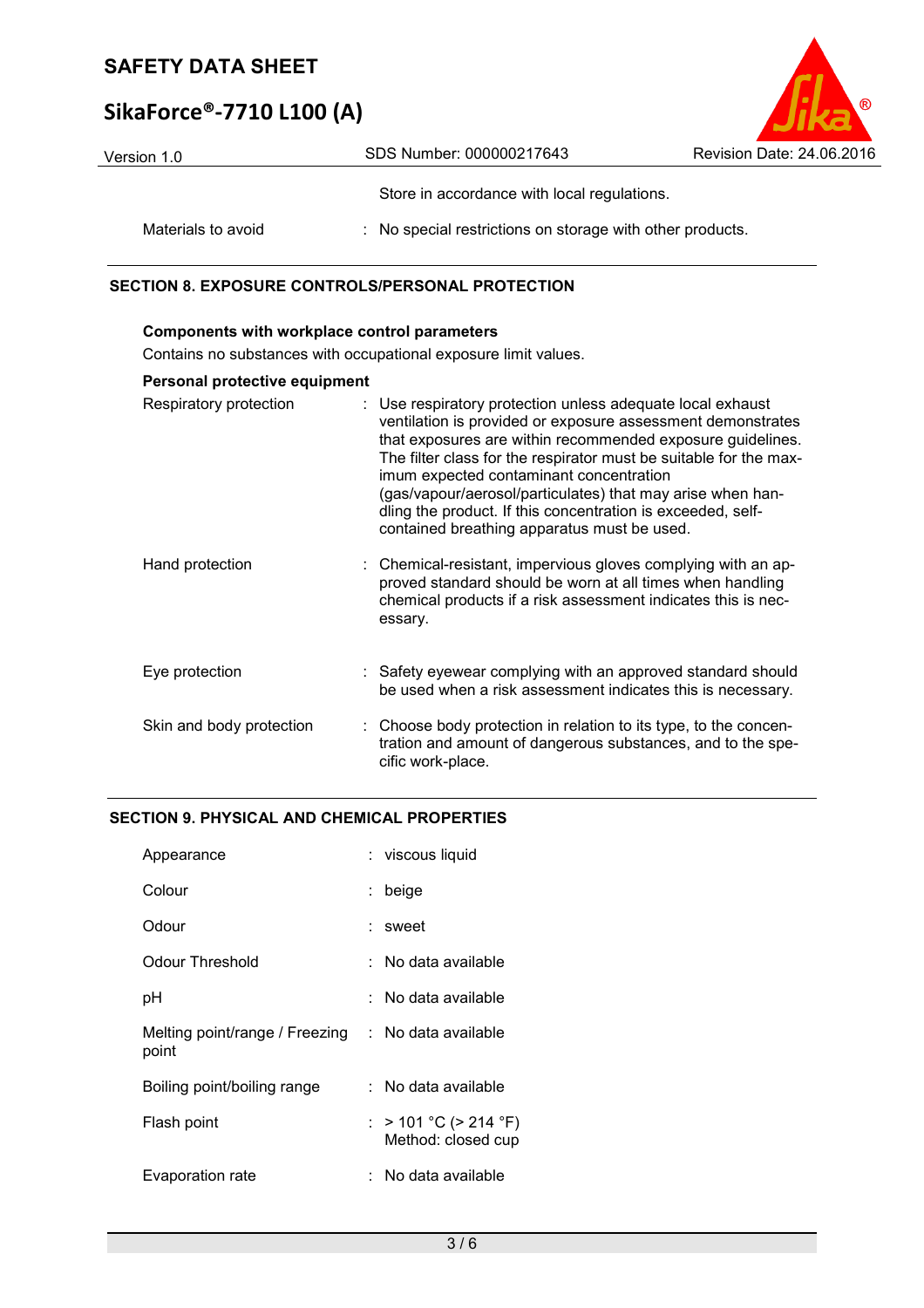| | | |
|---|---|---|
| | | Store in accordance with local regulations. |
| Materials to avoid | : | No special restrictions on storage with other products. |

## SECTION 8. EXPOSURE CONTROLS/PERSONAL PROTECTION

**Components with workplace control parameters**

Contains no substances with occupational exposure limit values.

**Personal protective equipment**

| | | |
|---|---|---|
| Respiratory protection | : | Use respiratory protection unless adequate local exhaust ventilation is provided or exposure assessment demonstrates that exposures are within recommended exposure guidelines. The filter class for the respirator must be suitable for the maximum expected contaminant concentration (gas/vapour/aerosol/particulates) that may arise when handling the product. If this concentration is exceeded, self-contained breathing apparatus must be used. |
| Hand protection | : | Chemical-resistant, impervious gloves complying with an approved standard should be worn at all times when handling chemical products if a risk assessment indicates this is necessary. |
| Eye protection | : | Safety eyewear complying with an approved standard should be used when a risk assessment indicates this is necessary. |
| Skin and body protection | : | Choose body protection in relation to its type, to the concentration and amount of dangerous substances, and to the specific work-place. |

## SECTION 9. PHYSICAL AND CHEMICAL PROPERTIES

| | | |
|---|---|---|
| Appearance | : | viscous liquid |
| Colour | : | beige |
| Odour | : | sweet |
| Odour Threshold | : | No data available |
| pH | : | No data available |
| Melting point/range / Freezing point | : | No data available |
| Boiling point/boiling range | : | No data available |
| Flash point | : | > 101 °C (> 214 °F)<br>Method: closed cup |
| Evaporation rate | : | No data available |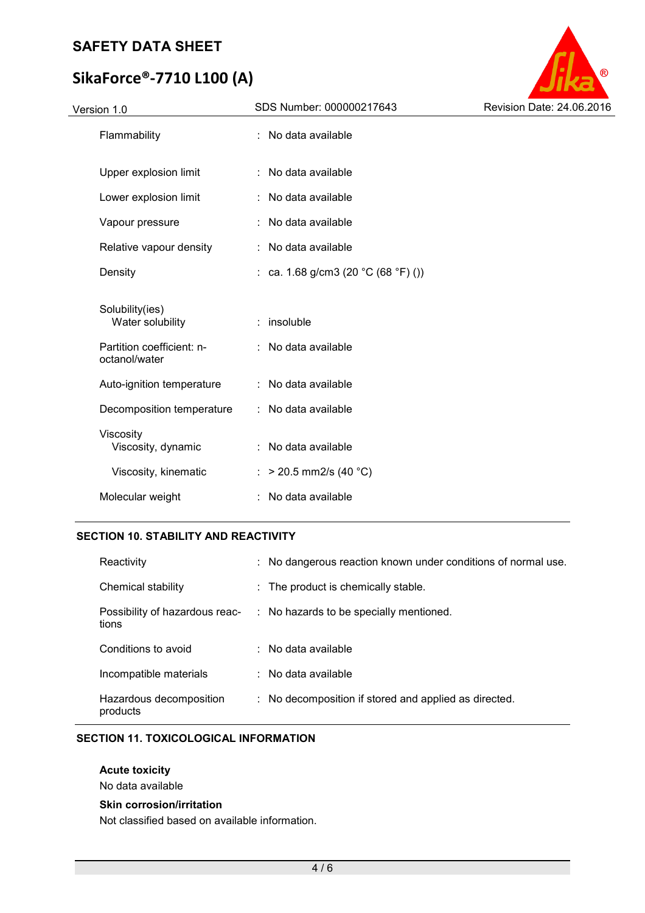| | | |
|---|---|---|
| Flammability | : | No data available |
| Upper explosion limit | : | No data available |
| Lower explosion limit | : | No data available |
| Vapour pressure | : | No data available |
| Relative vapour density | : | No data available |
| Density | : | ca. 1.68 g/cm3 (20 °C (68 °F) ()) |
| Solubility(ies)<br>Water solubility | : | insoluble |
| Partition coefficient: n-octanol/water | : | No data available |
| Auto-ignition temperature | : | No data available |
| Decomposition temperature | : | No data available |
| Viscosity<br>Viscosity, dynamic | : | No data available |
| Viscosity, kinematic | : | > 20.5 mm2/s (40 °C) |
| Molecular weight | : | No data available |

## SECTION 10. STABILITY AND REACTIVITY

| | | |
|---|---|---|
| Reactivity | : | No dangerous reaction known under conditions of normal use. |
| Chemical stability | : | The product is chemically stable. |
| Possibility of hazardous reactions | : | No hazards to be specially mentioned. |
| Conditions to avoid | : | No data available |
| Incompatible materials | : | No data available |
| Hazardous decomposition products | : | No decomposition if stored and applied as directed. |

## SECTION 11. TOXICOLOGICAL INFORMATION

**Acute toxicity**

No data available

**Skin corrosion/irritation**

Not classified based on available information.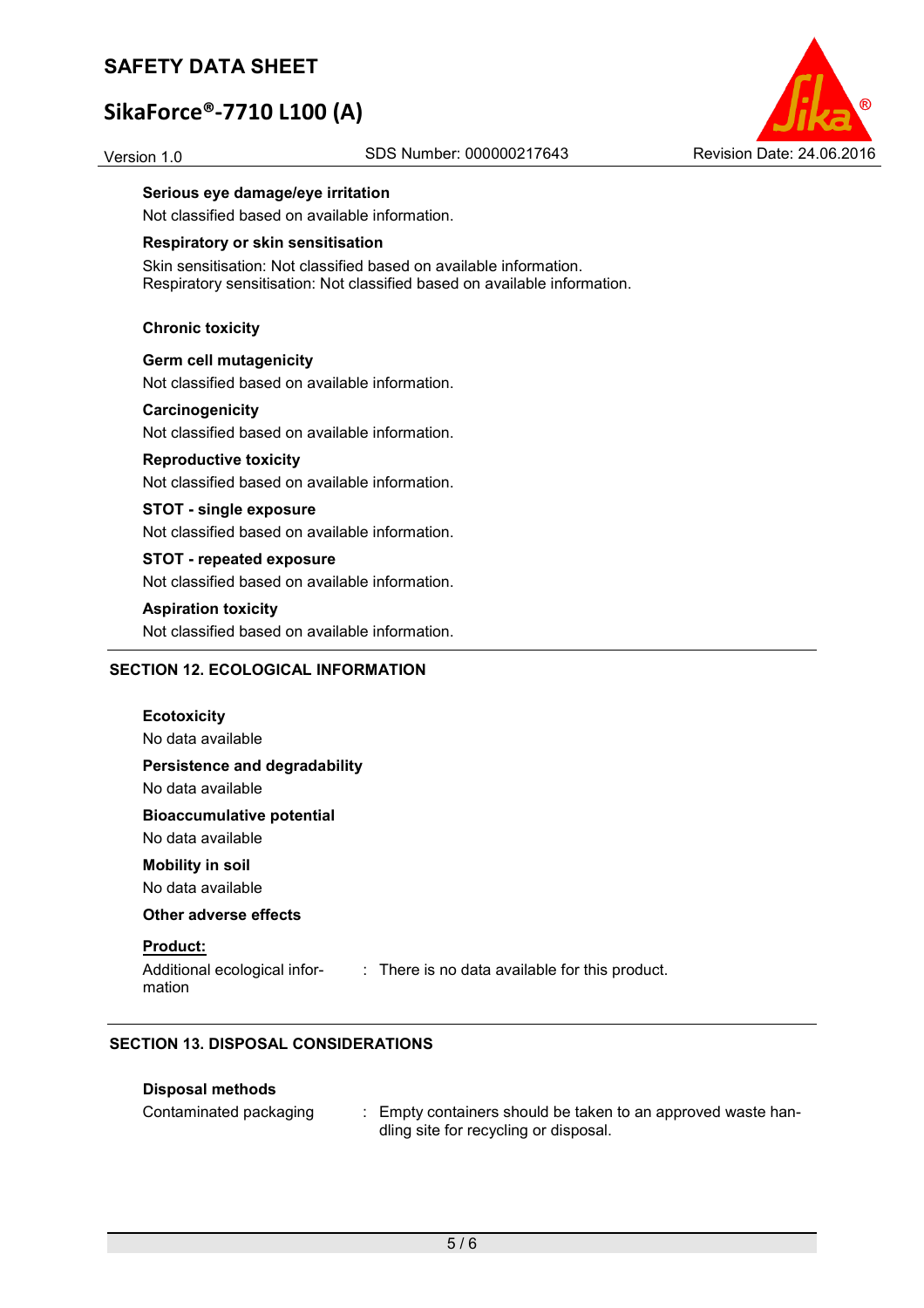**Serious eye damage/eye irritation**

Not classified based on available information.

**Respiratory or skin sensitisation**

Skin sensitisation: Not classified based on available information.
Respiratory sensitisation: Not classified based on available information.

**Chronic toxicity**

**Germ cell mutagenicity**

Not classified based on available information.

**Carcinogenicity**

Not classified based on available information.

**Reproductive toxicity**

Not classified based on available information.

**STOT - single exposure**

Not classified based on available information.

**STOT - repeated exposure**

Not classified based on available information.

**Aspiration toxicity**

Not classified based on available information.

## SECTION 12. ECOLOGICAL INFORMATION

**Ecotoxicity**

No data available

**Persistence and degradability**

No data available

**Bioaccumulative potential**

No data available

**Mobility in soil**

No data available

**Other adverse effects**

**Product:**

Additional ecological information : There is no data available for this product.

## SECTION 13. DISPOSAL CONSIDERATIONS

**Disposal methods**

Contaminated packaging : Empty containers should be taken to an approved waste handling site for recycling or disposal.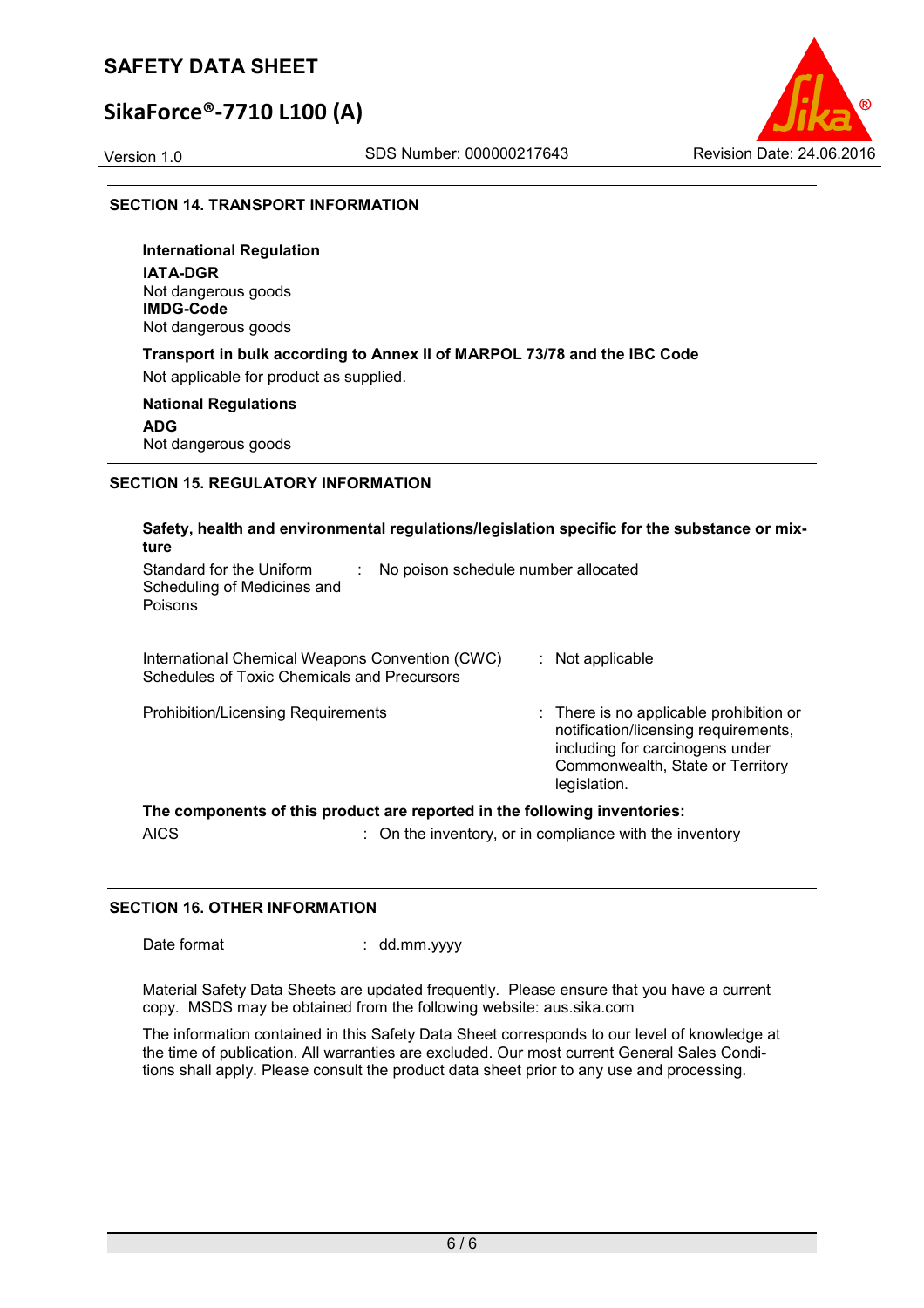## SECTION 14. TRANSPORT INFORMATION

**International Regulation**

**IATA-DGR**
Not dangerous goods

**IMDG-Code**
Not dangerous goods

**Transport in bulk according to Annex II of MARPOL 73/78 and the IBC Code**

Not applicable for product as supplied.

**National Regulations**

**ADG**
Not dangerous goods

## SECTION 15. REGULATORY INFORMATION

**Safety, health and environmental regulations/legislation specific for the substance or mixture**

| | |
|---|---|
| Standard for the Uniform Scheduling of Medicines and Poisons | : No poison schedule number allocated |
| International Chemical Weapons Convention (CWC) Schedules of Toxic Chemicals and Precursors | : Not applicable |
| Prohibition/Licensing Requirements | : There is no applicable prohibition or notification/licensing requirements, including for carcinogens under Commonwealth, State or Territory legislation. |

**The components of this product are reported in the following inventories:**

| | |
|---|---|
| AICS | : On the inventory, or in compliance with the inventory |

## SECTION 16. OTHER INFORMATION

| | |
|---|---|
| Date format | : dd.mm.yyyy |

Material Safety Data Sheets are updated frequently. Please ensure that you have a current copy. MSDS may be obtained from the following website: aus.sika.com

The information contained in this Safety Data Sheet corresponds to our level of knowledge at the time of publication. All warranties are excluded. Our most current General Sales Conditions shall apply. Please consult the product data sheet prior to any use and processing.